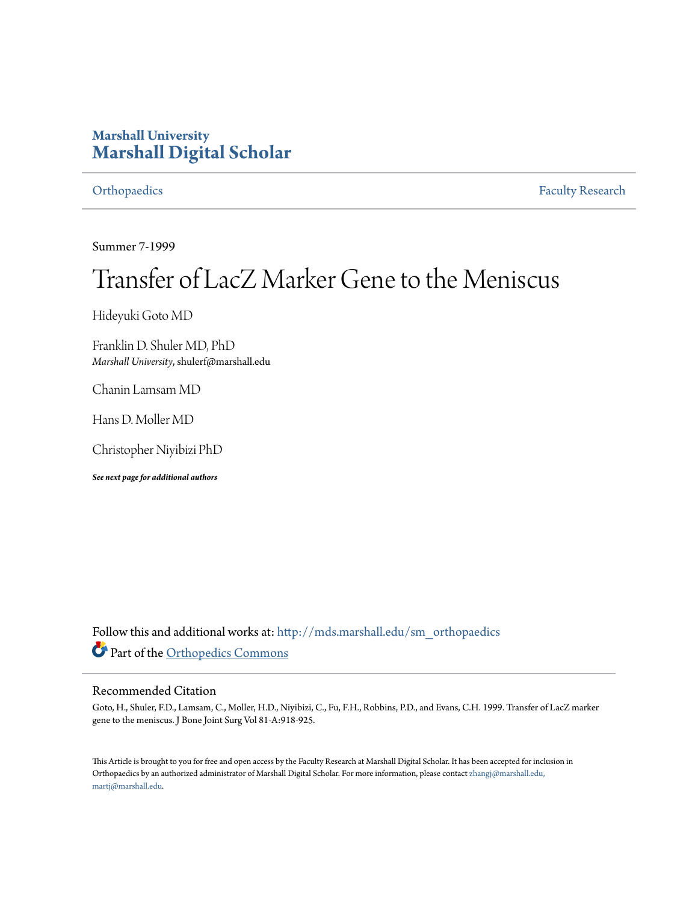**Marshall University**
**Marshall Digital Scholar**

Orthopaedics | Faculty Research

Summer 7-1999

# Transfer of LacZ Marker Gene to the Meniscus

Hideyuki Goto MD

Franklin D. Shuler MD, PhD
*Marshall University*, shulerf@marshall.edu

Chanin Lamsam MD

Hans D. Moller MD

Christopher Niyibizi PhD

***See next page for additional authors***

Follow this and additional works at: http://mds.marshall.edu/sm_orthopaedics

Part of the Orthopedics Commons

## Recommended Citation

Goto, H., Shuler, F.D., Lamsam, C., Moller, H.D., Niyibizi, C., Fu, F.H., Robbins, P.D., and Evans, C.H. 1999. Transfer of LacZ marker gene to the meniscus. J Bone Joint Surg Vol 81-A:918-925.

This Article is brought to you for free and open access by the Faculty Research at Marshall Digital Scholar. It has been accepted for inclusion in Orthopaedics by an authorized administrator of Marshall Digital Scholar. For more information, please contact zhangj@marshall.edu, martj@marshall.edu.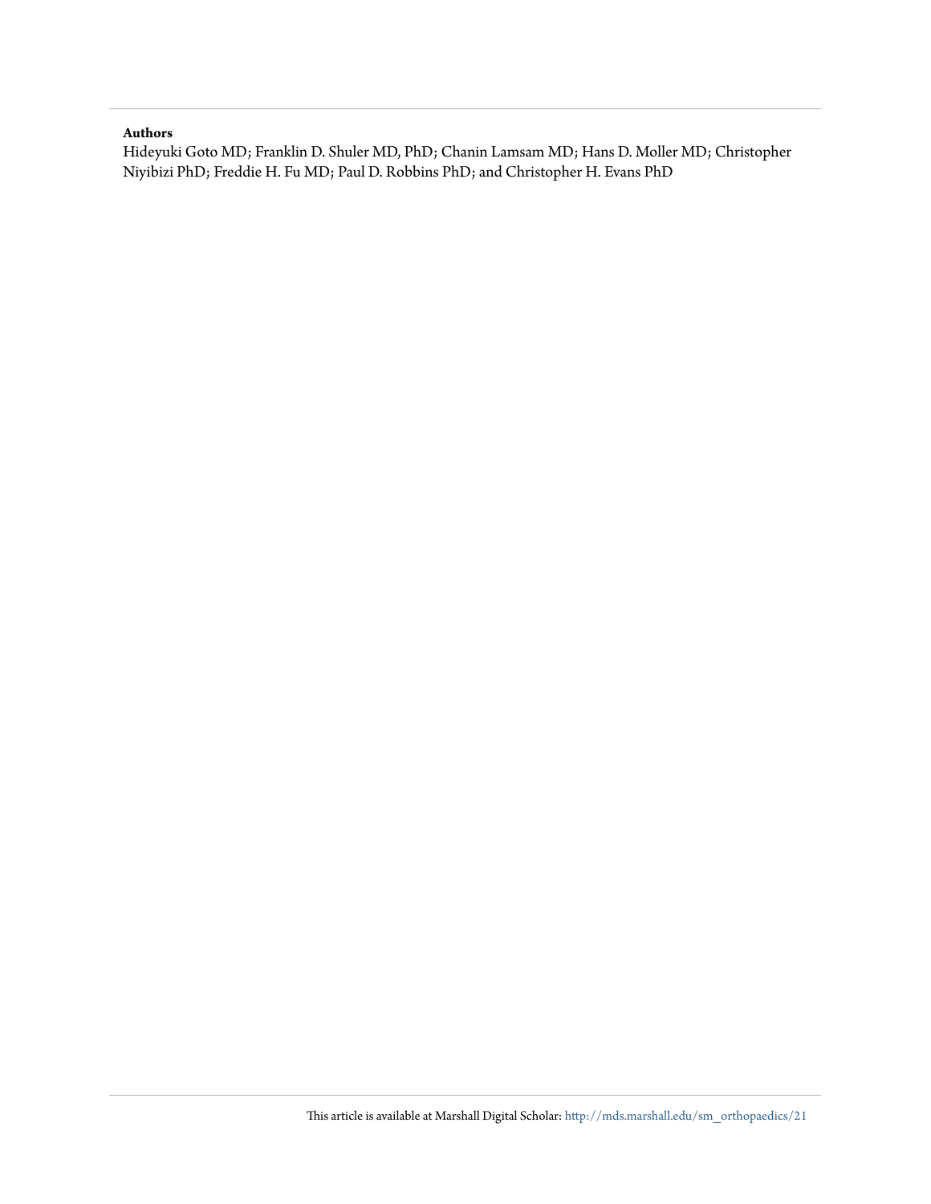**Authors**

Hideyuki Goto MD; Franklin D. Shuler MD, PhD; Chanin Lamsam MD; Hans D. Moller MD; Christopher Niyibizi PhD; Freddie H. Fu MD; Paul D. Robbins PhD; and Christopher H. Evans PhD

This article is available at Marshall Digital Scholar: http://mds.marshall.edu/sm_orthopaedics/21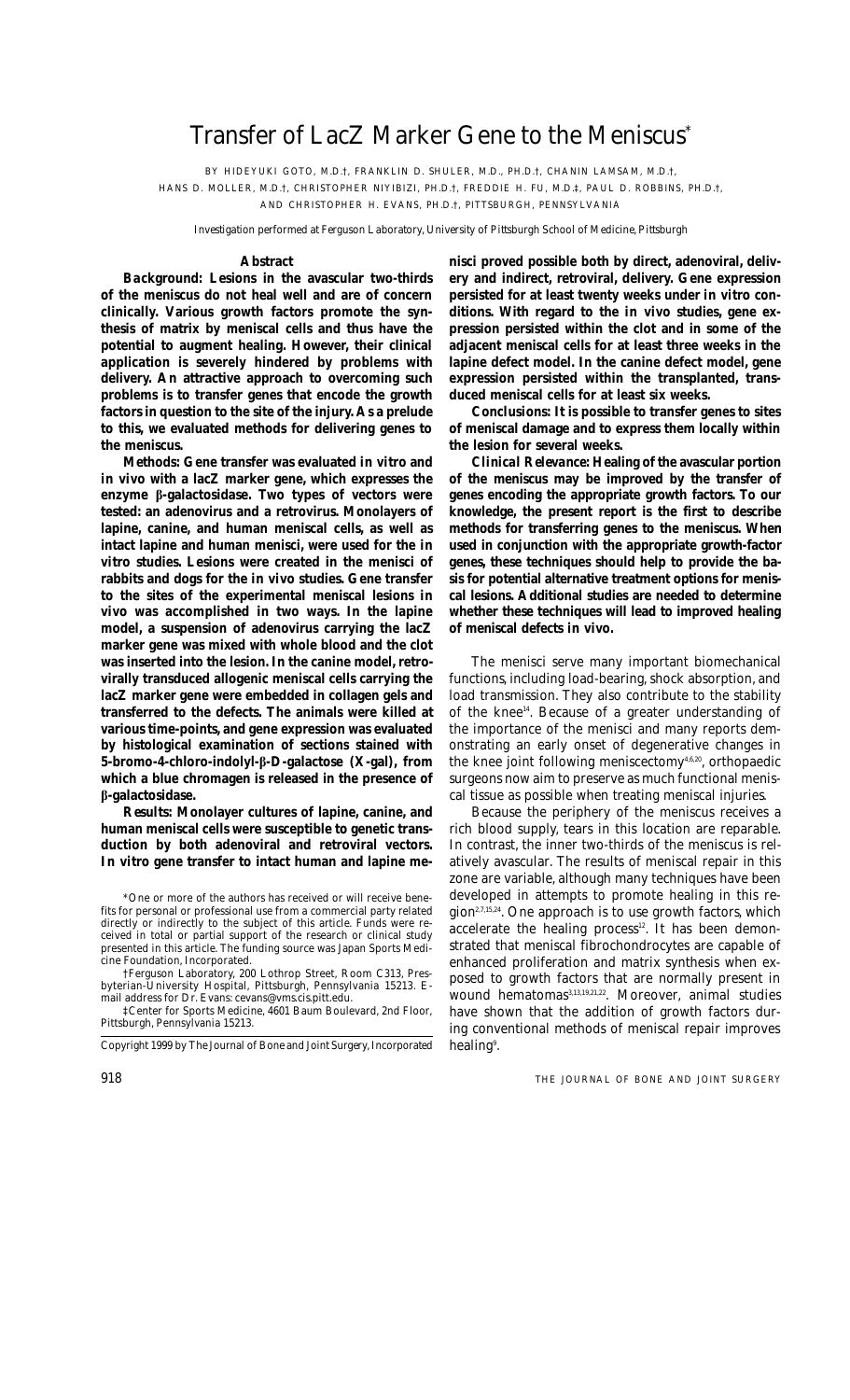# Transfer of LacZ Marker Gene to the Meniscus*

BY HIDEYUKI GOTO, M.D.†, FRANKLIN D. SHULER, M.D., PH.D.†, CHANIN LAMSAM, M.D.†, HANS D. MOLLER, M.D.†, CHRISTOPHER NIYIBIZI, PH.D.†, FREDDIE H. FU, M.D.‡, PAUL D. ROBBINS, PH.D.†, AND CHRISTOPHER H. EVANS, PH.D.†, PITTSBURGH, PENNSYLVANIA

*Investigation performed at Ferguson Laboratory, University of Pittsburgh School of Medicine, Pittsburgh*

## Abstract

**Background: Lesions in the avascular two-thirds of the meniscus do not heal well and are of concern clinically. Various growth factors promote the synthesis of matrix by meniscal cells and thus have the potential to augment healing. However, their clinical application is severely hindered by problems with delivery. An attractive approach to overcoming such problems is to transfer genes that encode the growth factors in question to the site of the injury. As a prelude to this, we evaluated methods for delivering genes to the meniscus.**

**Methods: Gene transfer was evaluated *in vitro* and *in vivo* with a lacZ marker gene, which expresses the enzyme β-galactosidase. Two types of vectors were tested: an adenovirus and a retrovirus. Monolayers of lapine, canine, and human meniscal cells, as well as intact lapine and human menisci, were used for the *in vitro* studies. Lesions were created in the menisci of rabbits and dogs for the *in vivo* studies. Gene transfer to the sites of the experimental meniscal lesions *in vivo* was accomplished in two ways. In the lapine model, a suspension of adenovirus carrying the lacZ marker gene was mixed with whole blood and the clot was inserted into the lesion. In the canine model, retrovirally transduced allogenic meniscal cells carrying the lacZ marker gene were embedded in collagen gels and transferred to the defects. The animals were killed at various time-points, and gene expression was evaluated by histological examination of sections stained with 5-bromo-4-chloro-indolyl-β-D-galactose (X-gal), from which a blue chromagen is released in the presence of β-galactosidase.**

**Results: Monolayer cultures of lapine, canine, and human meniscal cells were susceptible to genetic transduction by both adenoviral and retroviral vectors. *In vitro* gene transfer to intact human and lapine menisci proved possible both by direct, adenoviral, delivery and indirect, retroviral, delivery. Gene expression persisted for at least twenty weeks under *in vitro* conditions. With regard to the *in vivo* studies, gene expression persisted within the clot and in some of the adjacent meniscal cells for at least three weeks in the lapine defect model. In the canine defect model, gene expression persisted within the transplanted, transduced meniscal cells for at least six weeks.**

**Conclusions: It is possible to transfer genes to sites of meniscal damage and to express them locally within the lesion for several weeks.**

***Clinical Relevance:* Healing of the avascular portion of the meniscus may be improved by the transfer of genes encoding the appropriate growth factors. To our knowledge, the present report is the first to describe methods for transferring genes to the meniscus. When used in conjunction with the appropriate growth-factor genes, these techniques should help to provide the basis for potential alternative treatment options for meniscal lesions. Additional studies are needed to determine whether these techniques will lead to improved healing of meniscal defects *in vivo*.**

*One or more of the authors has received or will receive benefits for personal or professional use from a commercial party related directly or indirectly to the subject of this article. Funds were received in total or partial support of the research or clinical study presented in this article. The funding source was Japan Sports Medicine Foundation, Incorporated.

†Ferguson Laboratory, 200 Lothrop Street, Room C313, Presbyterian-University Hospital, Pittsburgh, Pennsylvania 15213. E-mail address for Dr. Evans: cevans@vms.cis.pitt.edu.

‡Center for Sports Medicine, 4601 Baum Boulevard, 2nd Floor, Pittsburgh, Pennsylvania 15213.

Copyright 1999 by The Journal of Bone and Joint Surgery, Incorporated

The menisci serve many important biomechanical functions, including load-bearing, shock absorption, and load transmission. They also contribute to the stability of the knee[14]. Because of a greater understanding of the importance of the menisci and many reports demonstrating an early onset of degenerative changes in the knee joint following meniscectomy[4,6,20], orthopaedic surgeons now aim to preserve as much functional meniscal tissue as possible when treating meniscal injuries.

Because the periphery of the meniscus receives a rich blood supply, tears in this location are reparable. In contrast, the inner two-thirds of the meniscus is relatively avascular. The results of meniscal repair in this zone are variable, although many techniques have been developed in attempts to promote healing in this region[2,7,15,24]. One approach is to use growth factors, which accelerate the healing process[12]. It has been demonstrated that meniscal fibrochondrocytes are capable of enhanced proliferation and matrix synthesis when exposed to growth factors that are normally present in wound hematomas[3,13,19,21,22]. Moreover, animal studies have shown that the addition of growth factors during conventional methods of meniscal repair improves healing[9].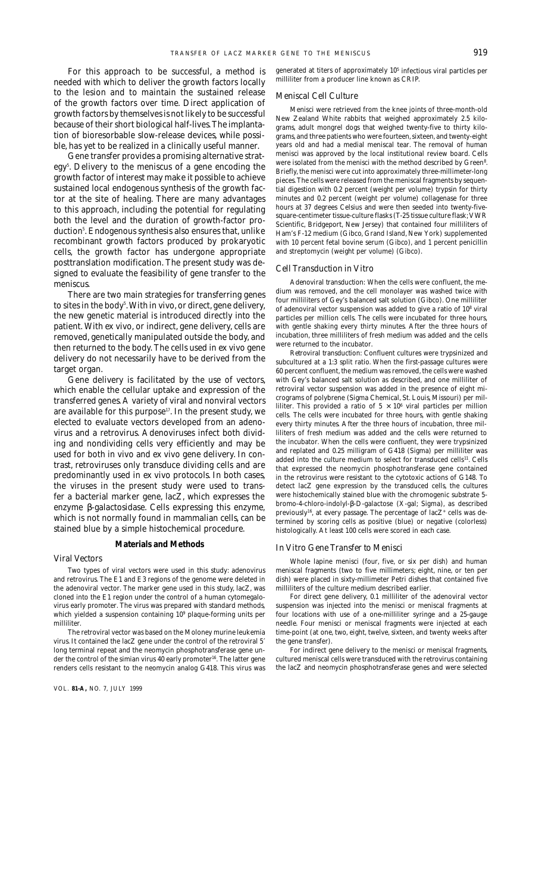For this approach to be successful, a method is needed with which to deliver the growth factors locally to the lesion and to maintain the sustained release of the growth factors over time. Direct application of growth factors by themselves is not likely to be successful because of their short biological half-lives. The implantation of bioresorbable slow-release devices, while possible, has yet to be realized in a clinically useful manner.

Gene transfer provides a promising alternative strategy[5]. Delivery to the meniscus of a gene encoding the growth factor of interest may make it possible to achieve sustained local endogenous synthesis of the growth factor at the site of healing. There are many advantages to this approach, including the potential for regulating both the level and the duration of growth-factor production[5]. Endogenous synthesis also ensures that, unlike recombinant growth factors produced by prokaryotic cells, the growth factor has undergone appropriate posttranslation modification. The present study was designed to evaluate the feasibility of gene transfer to the meniscus.

There are two main strategies for transferring genes to sites in the body[5]. With in vivo, or direct, gene delivery, the new genetic material is introduced directly into the patient. With ex vivo, or indirect, gene delivery, cells are removed, genetically manipulated outside the body, and then returned to the body. The cells used in ex vivo gene delivery do not necessarily have to be derived from the target organ.

Gene delivery is facilitated by the use of vectors, which enable the cellular uptake and expression of the transferred genes. A variety of viral and nonviral vectors are available for this purpose[17]. In the present study, we elected to evaluate vectors developed from an adenovirus and a retrovirus. Adenoviruses infect both dividing and nondividing cells very efficiently and may be used for both in vivo and ex vivo gene delivery. In contrast, retroviruses only transduce dividing cells and are predominantly used in ex vivo protocols. In both cases, the viruses in the present study were used to transfer a bacterial marker gene, *lacZ*, which expresses the enzyme β-galactosidase. Cells expressing this enzyme, which is not normally found in mammalian cells, can be stained blue by a simple histochemical procedure.

## Materials and Methods

### Viral Vectors

Two types of viral vectors were used in this study: adenovirus and retrovirus. The E1 and E3 regions of the genome were deleted in the adenoviral vector. The marker gene used in this study, *lacZ*, was cloned into the E1 region under the control of a human cytomegalovirus early promoter. The virus was prepared with standard methods, which yielded a suspension containing $10^9$ plaque-forming units per milliliter.

The retroviral vector was based on the Moloney murine leukemia virus. It contained the *lacZ* gene under the control of the retroviral 5′ long terminal repeat and the neomycin phosphotransferase gene under the control of the simian virus 40 early promoter[16]. The latter gene renders cells resistant to the neomycin analog G418. This virus was generated at titers of approximately $10^5$ infectious viral particles per milliliter from a producer line known as CRIP.

### Meniscal Cell Culture

Menisci were retrieved from the knee joints of three-month-old New Zealand White rabbits that weighed approximately 2.5 kilograms, adult mongrel dogs that weighed twenty-five to thirty kilograms, and three patients who were fourteen, sixteen, and twenty-eight years old and had a medial meniscal tear. The removal of human menisci was approved by the local institutional review board. Cells were isolated from the menisci with the method described by Green[8]. Briefly, the menisci were cut into approximately three-millimeter-long pieces. The cells were released from the meniscal fragments by sequential digestion with 0.2 percent (weight per volume) trypsin for thirty minutes and 0.2 percent (weight per volume) collagenase for three hours at 37 degrees Celsius and were then seeded into twenty-five-square-centimeter tissue-culture flasks (T-25 tissue culture flask; VWR Scientific, Bridgeport, New Jersey) that contained four milliliters of Ham's F-12 medium (Gibco, Grand Island, New York) supplemented with 10 percent fetal bovine serum (Gibco), and 1 percent penicillin and streptomycin (weight per volume) (Gibco).

### Cell Transduction in Vitro

*Adenoviral transduction:* When the cells were confluent, the medium was removed, and the cell monolayer was washed twice with four milliliters of Gey's balanced salt solution (Gibco). One milliliter of adenoviral vector suspension was added to give a ratio of $10^8$ viral particles per million cells. The cells were incubated for three hours, with gentle shaking every thirty minutes. After the three hours of incubation, three milliliters of fresh medium was added and the cells were returned to the incubator.

*Retroviral transduction:* Confluent cultures were trypsinized and subcultured at a 1:3 split ratio. When the first-passage cultures were 60 percent confluent, the medium was removed, the cells were washed with Gey's balanced salt solution as described, and one milliliter of retroviral vector suspension was added in the presence of eight micrograms of polybrene (Sigma Chemical, St. Louis, Missouri) per milliliter. This provided a ratio of $5 \times 10^6$ viral particles per million cells. The cells were incubated for three hours, with gentle shaking every thirty minutes. After the three hours of incubation, three milliliters of fresh medium was added and the cells were returned to the incubator. When the cells were confluent, they were trypsinized and replated and 0.25 milligram of G418 (Sigma) per milliliter was added into the culture medium to select for transduced cells[11]. Cells that expressed the neomycin phosphotransferase gene contained in the retrovirus were resistant to the cytotoxic actions of G148. To detect *lacZ* gene expression by the transduced cells, the cultures were histochemically stained blue with the chromogenic substrate 5-bromo-4-chloro-indolyl-β-D-galactose (X-gal; Sigma), as described previously[16], at every passage. The percentage of $lacZ^+$ cells was determined by scoring cells as positive (blue) or negative (colorless) histologically. At least 100 cells were scored in each case.

### In Vitro Gene Transfer to Menisci

Whole lapine menisci (four, five, or six per dish) and human meniscal fragments (two to five millimeters; eight, nine, or ten per dish) were placed in sixty-millimeter Petri dishes that contained five milliliters of the culture medium described earlier.

For direct gene delivery, 0.1 milliliter of the adenoviral vector suspension was injected into the menisci or meniscal fragments at four locations with use of a one-milliliter syringe and a 25-gauge needle. Four menisci or meniscal fragments were injected at each time-point (at one, two, eight, twelve, sixteen, and twenty weeks after the gene transfer).

For indirect gene delivery to the menisci or meniscal fragments, cultured meniscal cells were transduced with the retrovirus containing the *lacZ* and neomycin phosphotransferase genes and were selected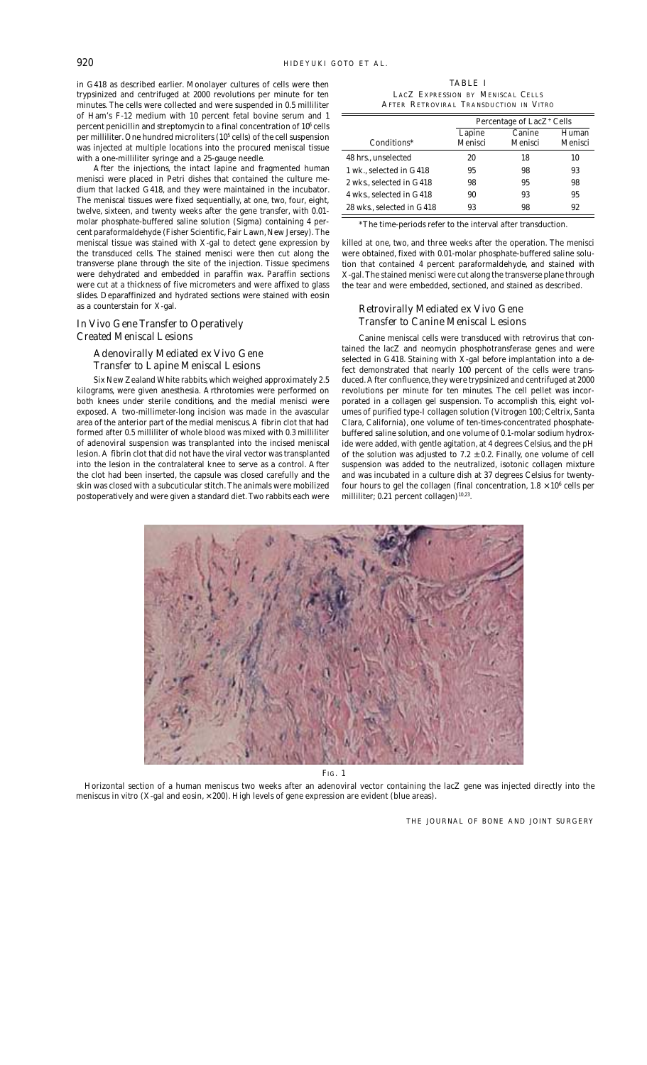in G418 as described earlier. Monolayer cultures of cells were then trypsinized and centrifuged at 2000 revolutions per minute for ten minutes. The cells were collected and were suspended in 0.5 milliliter of Ham's F-12 medium with 10 percent fetal bovine serum and 1 percent penicillin and streptomycin to a final concentration of $10^6$ cells per milliliter. One hundred microliters ($10^5$ cells) of the cell suspension was injected at multiple locations into the procured meniscal tissue with a one-milliliter syringe and a 25-gauge needle.

After the injections, the intact lapine and fragmented human menisci were placed in Petri dishes that contained the culture medium that lacked G418, and they were maintained in the incubator. The meniscal tissues were fixed sequentially, at one, two, four, eight, twelve, sixteen, and twenty weeks after the gene transfer, with 0.01-molar phosphate-buffered saline solution (Sigma) containing 4 percent paraformaldehyde (Fisher Scientific, Fair Lawn, New Jersey). The meniscal tissue was stained with X-gal to detect gene expression by the transduced cells. The stained menisci were then cut along the transverse plane through the site of the injection. Tissue specimens were dehydrated and embedded in paraffin wax. Paraffin sections were cut at a thickness of five micrometers and were affixed to glass slides. Deparaffinized and hydrated sections were stained with eosin as a counterstain for X-gal.

## In Vivo Gene Transfer to Operatively Created Meniscal Lesions

### Adenovirally Mediated ex Vivo Gene Transfer to Lapine Meniscal Lesions

Six New Zealand White rabbits, which weighed approximately 2.5 kilograms, were given anesthesia. Arthrotomies were performed on both knees under sterile conditions, and the medial menisci were exposed. A two-millimeter-long incision was made in the avascular area of the anterior part of the medial meniscus. A fibrin clot that had formed after 0.5 milliliter of whole blood was mixed with 0.3 milliliter of adenoviral suspension was transplanted into the incised meniscal lesion. A fibrin clot that did not have the viral vector was transplanted into the lesion in the contralateral knee to serve as a control. After the clot had been inserted, the capsule was closed carefully and the skin was closed with a subcuticular stitch. The animals were mobilized postoperatively and were given a standard diet. Two rabbits each were killed at one, two, and three weeks after the operation. The menisci were obtained, fixed with 0.01-molar phosphate-buffered saline solution that contained 4 percent paraformaldehyde, and stained with X-gal. The stained menisci were cut along the transverse plane through the tear and were embedded, sectioned, and stained as described.

TABLE I
LACZ EXPRESSION BY MENISCAL CELLS AFTER RETROVIRAL TRANSDUCTION IN VITRO

| | Percentage of LacZ$^+$ Cells | | |
|---|---|---|---|
| Conditions* | Lapine Menisci | Canine Menisci | Human Menisci |
| 48 hrs., unselected | 20 | 18 | 10 |
| 1 wk., selected in G418 | 95 | 98 | 93 |
| 2 wks., selected in G418 | 98 | 95 | 98 |
| 4 wks., selected in G418 | 90 | 93 | 95 |
| 28 wks., selected in G418 | 93 | 98 | 92 |

*The time-periods refer to the interval after transduction.

### Retrovirally Mediated ex Vivo Gene Transfer to Canine Meniscal Lesions

Canine meniscal cells were transduced with retrovirus that contained the lacZ and neomycin phosphotransferase genes and were selected in G418. Staining with X-gal before implantation into a defect demonstrated that nearly 100 percent of the cells were transduced. After confluence, they were trypsinized and centrifuged at 2000 revolutions per minute for ten minutes. The cell pellet was incorporated in a collagen gel suspension. To accomplish this, eight volumes of purified type-I collagen solution (Vitrogen 100; Celtrix, Santa Clara, California), one volume of ten-times-concentrated phosphate-buffered saline solution, and one volume of 0.1-molar sodium hydroxide were added, with gentle agitation, at 4 degrees Celsius, and the pH of the solution was adjusted to $7.2 \pm 0.2$. Finally, one volume of cell suspension was added to the neutralized, isotonic collagen mixture and was incubated in a culture dish at 37 degrees Celsius for twenty-four hours to gel the collagen (final concentration, $1.8 \times 10^6$ cells per milliliter; 0.21 percent collagen)[10,23].

FIG. 1

Horizontal section of a human meniscus two weeks after an adenoviral vector containing the lacZ gene was injected directly into the meniscus in vitro (X-gal and eosin, ×200). High levels of gene expression are evident (blue areas).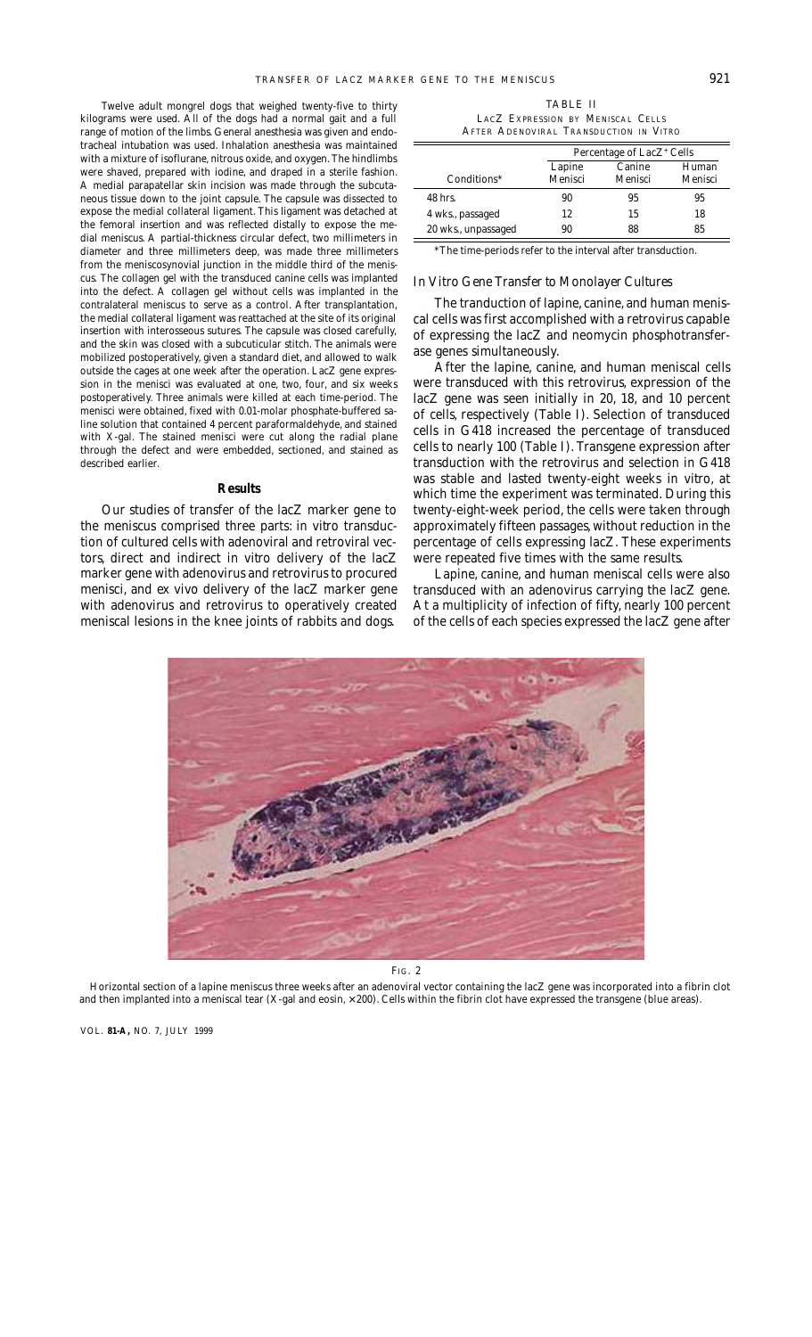Twelve adult mongrel dogs that weighed twenty-five to thirty kilograms were used. All of the dogs had a normal gait and a full range of motion of the limbs. General anesthesia was given and endotracheal intubation was used. Inhalation anesthesia was maintained with a mixture of isoflurane, nitrous oxide, and oxygen. The hindlimbs were shaved, prepared with iodine, and draped in a sterile fashion. A medial parapatellar skin incision was made through the subcutaneous tissue down to the joint capsule. The capsule was dissected to expose the medial collateral ligament. This ligament was detached at the femoral insertion and was reflected distally to expose the medial meniscus. A partial-thickness circular defect, two millimeters in diameter and three millimeters deep, was made three millimeters from the meniscosynovial junction in the middle third of the meniscus. The collagen gel with the transduced canine cells was implanted into the defect. A collagen gel without cells was implanted in the contralateral meniscus to serve as a control. After transplantation, the medial collateral ligament was reattached at the site of its original insertion with interosseous sutures. The capsule was closed carefully, and the skin was closed with a subcuticular stitch. The animals were mobilized postoperatively, given a standard diet, and allowed to walk outside the cages at one week after the operation. LacZ gene expression in the menisci was evaluated at one, two, four, and six weeks postoperatively. Three animals were killed at each time-period. The menisci were obtained, fixed with 0.01-molar phosphate-buffered saline solution that contained 4 percent paraformaldehyde, and stained with X-gal. The stained menisci were cut along the radial plane through the defect and were embedded, sectioned, and stained as described earlier.

## Results

Our studies of transfer of the lacZ marker gene to the meniscus comprised three parts: in vitro transduction of cultured cells with adenoviral and retroviral vectors, direct and indirect in vitro delivery of the lacZ marker gene with adenovirus and retrovirus to procured menisci, and ex vivo delivery of the lacZ marker gene with adenovirus and retrovirus to operatively created meniscal lesions in the knee joints of rabbits and dogs.

TABLE II
LACZ EXPRESSION BY MENISCAL CELLS AFTER ADENOVIRAL TRANSDUCTION IN VITRO

| Conditions* | Percentage of LacZ$^+$ Cells | | |
|---|---|---|---|
| | Lapine Menisci | Canine Menisci | Human Menisci |
| 48 hrs. | 90 | 95 | 95 |
| 4 wks., passaged | 12 | 15 | 18 |
| 20 wks., unpassaged | 90 | 88 | 85 |

*The time-periods refer to the interval after transduction.

### In Vitro Gene Transfer to Monolayer Cultures

The tranduction of lapine, canine, and human meniscal cells was first accomplished with a retrovirus capable of expressing the lacZ and neomycin phosphotransferase genes simultaneously.

After the lapine, canine, and human meniscal cells were transduced with this retrovirus, expression of the lacZ gene was seen initially in 20, 18, and 10 percent of cells, respectively (Table I). Selection of transduced cells in G418 increased the percentage of transduced cells to nearly 100 (Table I). Transgene expression after transduction with the retrovirus and selection in G418 was stable and lasted twenty-eight weeks in vitro, at which time the experiment was terminated. During this twenty-eight-week period, the cells were taken through approximately fifteen passages, without reduction in the percentage of cells expressing lacZ. These experiments were repeated five times with the same results.

Lapine, canine, and human meniscal cells were also transduced with an adenovirus carrying the lacZ gene. At a multiplicity of infection of fifty, nearly 100 percent of the cells of each species expressed the lacZ gene after

FIG. 2

Horizontal section of a lapine meniscus three weeks after an adenoviral vector containing the lacZ gene was incorporated into a fibrin clot and then implanted into a meniscal tear (X-gal and eosin, ×200). Cells within the fibrin clot have expressed the transgene (blue areas).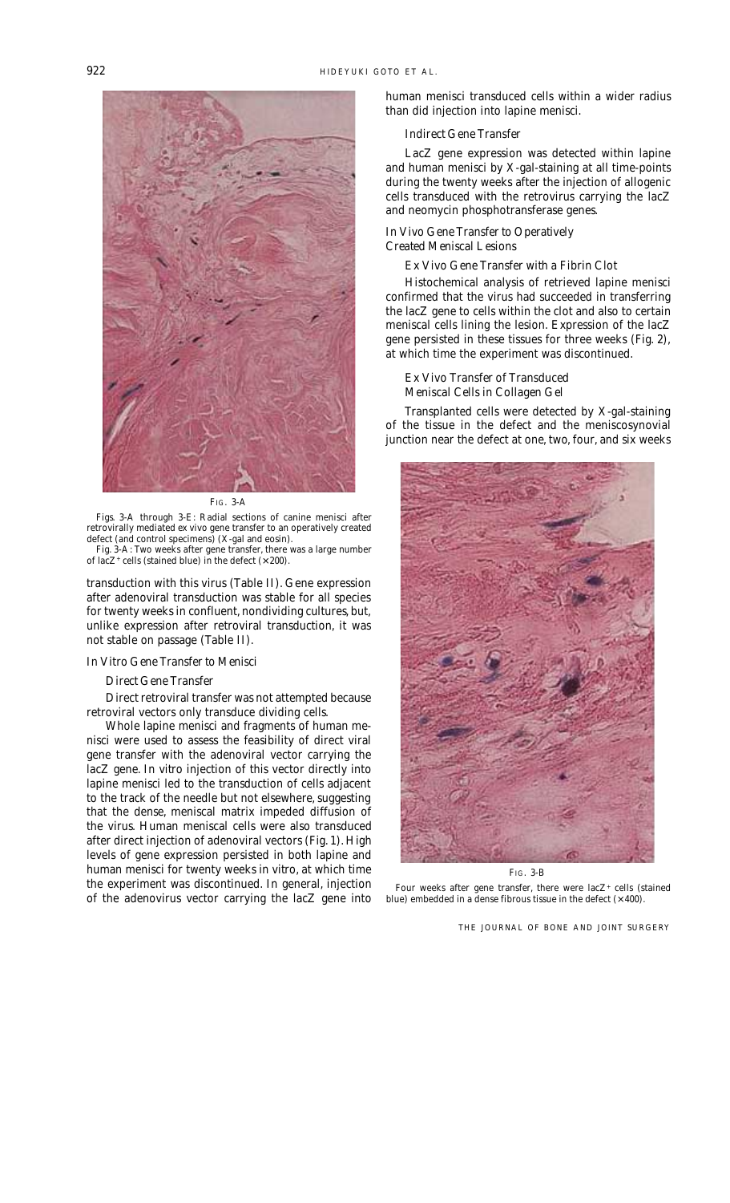Fig. 3-A

Figs. 3-A through 3-E: Radial sections of canine menisci after retrovirally mediated ex vivo gene transfer to an operatively created defect (and control specimens) (X-gal and eosin).

Fig. 3-A: Two weeks after gene transfer, there was a large number of lacZ+ cells (stained blue) in the defect (×200).

transduction with this virus (Table II). Gene expression after adenoviral transduction was stable for all species for twenty weeks in confluent, nondividing cultures, but, unlike expression after retroviral transduction, it was not stable on passage (Table II).

### In Vitro Gene Transfer to Menisci

#### Direct Gene Transfer

Direct retroviral transfer was not attempted because retroviral vectors only transduce dividing cells.

Whole lapine menisci and fragments of human menisci were used to assess the feasibility of direct viral gene transfer with the adenoviral vector carrying the lacZ gene. In vitro injection of this vector directly into lapine menisci led to the transduction of cells adjacent to the track of the needle but not elsewhere, suggesting that the dense, meniscal matrix impeded diffusion of the virus. Human meniscal cells were also transduced after direct injection of adenoviral vectors (Fig. 1). High levels of gene expression persisted in both lapine and human menisci for twenty weeks in vitro, at which time the experiment was discontinued. In general, injection of the adenovirus vector carrying the lacZ gene into human menisci transduced cells within a wider radius than did injection into lapine menisci.

#### Indirect Gene Transfer

LacZ gene expression was detected within lapine and human menisci by X-gal-staining at all time-points during the twenty weeks after the injection of allogenic cells transduced with the retrovirus carrying the lacZ and neomycin phosphotransferase genes.

### In Vivo Gene Transfer to Operatively Created Meniscal Lesions

#### Ex Vivo Gene Transfer with a Fibrin Clot

Histochemical analysis of retrieved lapine menisci confirmed that the virus had succeeded in transferring the lacZ gene to cells within the clot and also to certain meniscal cells lining the lesion. Expression of the lacZ gene persisted in these tissues for three weeks (Fig. 2), at which time the experiment was discontinued.

#### Ex Vivo Transfer of Transduced Meniscal Cells in Collagen Gel

Transplanted cells were detected by X-gal-staining of the tissue in the defect and the meniscosynovial junction near the defect at one, two, four, and six weeks

Fig. 3-B

Four weeks after gene transfer, there were lacZ+ cells (stained blue) embedded in a dense fibrous tissue in the defect (×400).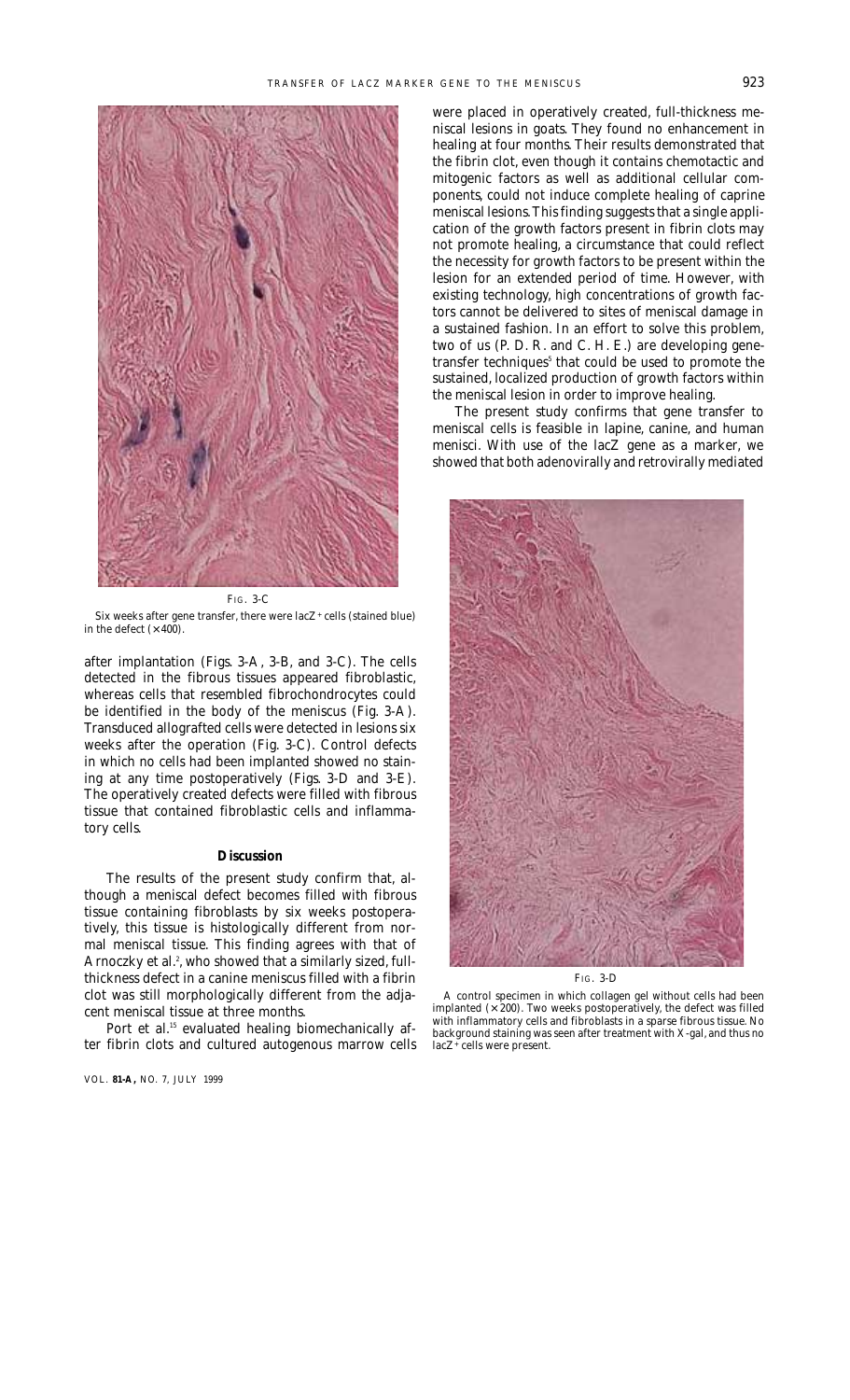FIG. 3-C

Six weeks after gene transfer, there were lacZ+ cells (stained blue) in the defect (×400).

after implantation (Figs. 3-A, 3-B, and 3-C). The cells detected in the fibrous tissues appeared fibroblastic, whereas cells that resembled fibrochondrocytes could be identified in the body of the meniscus (Fig. 3-A). Transduced allografted cells were detected in lesions six weeks after the operation (Fig. 3-C). Control defects in which no cells had been implanted showed no staining at any time postoperatively (Figs. 3-D and 3-E). The operatively created defects were filled with fibrous tissue that contained fibroblastic cells and inflammatory cells.

## Discussion

The results of the present study confirm that, although a meniscal defect becomes filled with fibrous tissue containing fibroblasts by six weeks postoperatively, this tissue is histologically different from normal meniscal tissue. This finding agrees with that of Arnoczky et al.[2], who showed that a similarly sized, full-thickness defect in a canine meniscus filled with a fibrin clot was still morphologically different from the adjacent meniscal tissue at three months.

Port et al.[15] evaluated healing biomechanically after fibrin clots and cultured autogenous marrow cells were placed in operatively created, full-thickness meniscal lesions in goats. They found no enhancement in healing at four months. Their results demonstrated that the fibrin clot, even though it contains chemotactic and mitogenic factors as well as additional cellular components, could not induce complete healing of caprine meniscal lesions. This finding suggests that a single application of the growth factors present in fibrin clots may not promote healing, a circumstance that could reflect the necessity for growth factors to be present within the lesion for an extended period of time. However, with existing technology, high concentrations of growth factors cannot be delivered to sites of meniscal damage in a sustained fashion. In an effort to solve this problem, two of us (P. D. R. and C. H. E.) are developing gene-transfer techniques[5] that could be used to promote the sustained, localized production of growth factors within the meniscal lesion in order to improve healing.

The present study confirms that gene transfer to meniscal cells is feasible in lapine, canine, and human menisci. With use of the lacZ gene as a marker, we showed that both adenovirally and retrovirally mediated

FIG. 3-D

A control specimen in which collagen gel without cells had been implanted (×200). Two weeks postoperatively, the defect was filled with inflammatory cells and fibroblasts in a sparse fibrous tissue. No background staining was seen after treatment with X-gal, and thus no lacZ+ cells were present.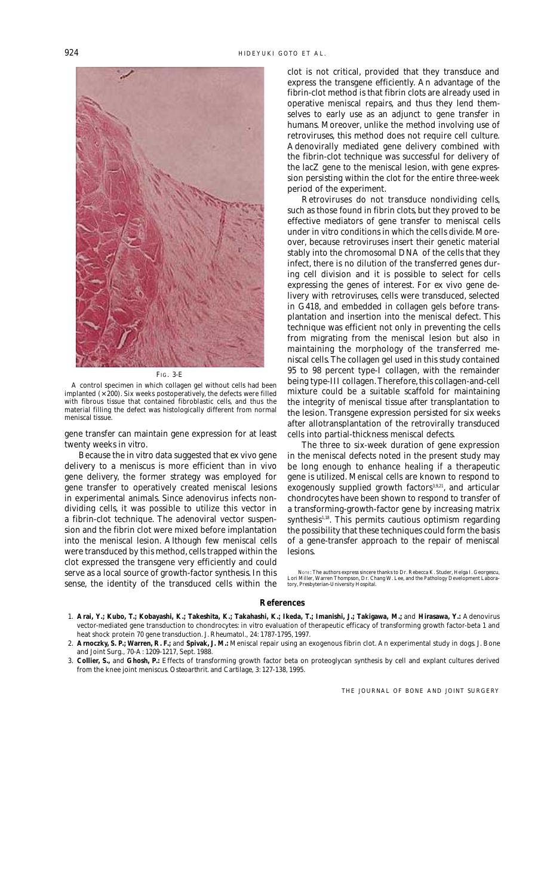FIG. 3-E

A control specimen in which collagen gel without cells had been implanted (×200). Six weeks postoperatively, the defects were filled with fibrous tissue that contained fibroblastic cells, and thus the material filling the defect was histologically different from normal meniscal tissue.

gene transfer can maintain gene expression for at least twenty weeks in vitro.

Because the in vitro data suggested that ex vivo gene delivery to a meniscus is more efficient than in vivo gene delivery, the former strategy was employed for gene transfer to operatively created meniscal lesions in experimental animals. Since adenovirus infects nondividing cells, it was possible to utilize this vector in a fibrin-clot technique. The adenoviral vector suspension and the fibrin clot were mixed before implantation into the meniscal lesion. Although few meniscal cells were transduced by this method, cells trapped within the clot expressed the transgene very efficiently and could serve as a local source of growth-factor synthesis. In this sense, the identity of the transduced cells within the clot is not critical, provided that they transduce and express the transgene efficiently. An advantage of the fibrin-clot method is that fibrin clots are already used in operative meniscal repairs, and thus they lend themselves to early use as an adjunct to gene transfer in humans. Moreover, unlike the method involving use of retroviruses, this method does not require cell culture. Adenovirally mediated gene delivery combined with the fibrin-clot technique was successful for delivery of the lacZ gene to the meniscal lesion, with gene expression persisting within the clot for the entire three-week period of the experiment.

Retroviruses do not transduce nondividing cells, such as those found in fibrin clots, but they proved to be effective mediators of gene transfer to meniscal cells under in vitro conditions in which the cells divide. Moreover, because retroviruses insert their genetic material stably into the chromosomal DNA of the cells that they infect, there is no dilution of the transferred genes during cell division and it is possible to select for cells expressing the genes of interest. For ex vivo gene delivery with retroviruses, cells were transduced, selected in G418, and embedded in collagen gels before transplantation and insertion into the meniscal defect. This technique was efficient not only in preventing the cells from migrating from the meniscal lesion but also in maintaining the morphology of the transferred meniscal cells. The collagen gel used in this study contained 95 to 98 percent type-I collagen, with the remainder being type-III collagen. Therefore, this collagen-and-cell mixture could be a suitable scaffold for maintaining the integrity of meniscal tissue after transplantation to the lesion. Transgene expression persisted for six weeks after allotransplantation of the retrovirally transduced cells into partial-thickness meniscal defects.

The three to six-week duration of gene expression in the meniscal defects noted in the present study may be long enough to enhance healing if a therapeutic gene is utilized. Meniscal cells are known to respond to exogenously supplied growth factors[3,9,21], and articular chondrocytes have been shown to respond to transfer of a transforming-growth-factor gene by increasing matrix synthesis[1,18]. This permits cautious optimism regarding the possibility that these techniques could form the basis of a gene-transfer approach to the repair of meniscal lesions.

NOTE: The authors express sincere thanks to Dr. Rebecca K. Studer, Helga I. Georgescu, Lori Miller, Warren Thompson, Dr. Chang W. Lee, and the Pathology Development Laboratory, Presbyterian-University Hospital.

## References

1. **Arai, Y.; Kubo, T.; Kobayashi, K.; Takeshita, K.; Takahashi, K.; Ikeda, T.; Imanishi, J.; Takigawa, M.;** and **Hirasawa, Y.:** Adenovirus vector-mediated gene transduction to chondrocytes: in vitro evaluation of therapeutic efficacy of transforming growth factor-beta 1 and heat shock protein 70 gene transduction. J. Rheumatol., 24: 1787-1795, 1997.
2. **Arnoczky, S. P.; Warren, R. F.;** and **Spivak, J. M.:** Meniscal repair using an exogenous fibrin clot. An experimental study in dogs. J. Bone and Joint Surg., 70-A: 1209-1217, Sept. 1988.
3. **Collier, S.,** and **Ghosh, P.:** Effects of transforming growth factor beta on proteoglycan synthesis by cell and explant cultures derived from the knee joint meniscus. Osteoarthrit. and Cartilage, 3: 127-138, 1995.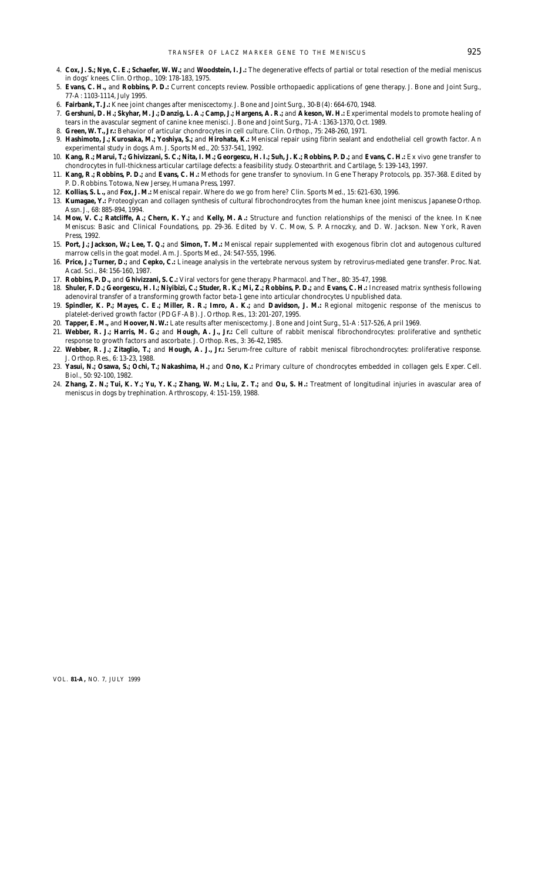4. **Cox, J. S.; Nye, C. E.; Schaefer, W. W.;** and **Woodstein, I. J.:** The degenerative effects of partial or total resection of the medial meniscus in dogs' knees. Clin. Orthop., 109: 178-183, 1975.
5. **Evans, C. H.,** and **Robbins, P. D.:** Current concepts review. Possible orthopaedic applications of gene therapy. J. Bone and Joint Surg., 77-A: 1103-1114, July 1995.
6. **Fairbank, T. J.:** Knee joint changes after meniscectomy. J. Bone and Joint Surg., 30-B(4): 664-670, 1948.
7. **Gershuni, D. H.; Skyhar, M. J.; Danzig, L. A.; Camp, J.; Hargens, A. R.;** and **Akeson, W. H.:** Experimental models to promote healing of tears in the avascular segment of canine knee menisci. J. Bone and Joint Surg., 71-A: 1363-1370, Oct. 1989.
8. **Green, W. T., Jr.:** Behavior of articular chondrocytes in cell culture. Clin. Orthop., 75: 248-260, 1971.
9. **Hashimoto, J.; Kurosaka, M.; Yoshiya, S.;** and **Hirohata, K.:** Meniscal repair using fibrin sealant and endothelial cell growth factor. An experimental study in dogs. Am. J. Sports Med., 20: 537-541, 1992.
10. **Kang, R.; Marui, T.; Ghivizzani, S. C.; Nita, I. M.; Georgescu, H. I.; Suh, J. K.; Robbins, P. D.;** and **Evans, C. H.:** Ex vivo gene transfer to chondrocytes in full-thickness articular cartilage defects: a feasibility study. Osteoarthrit. and Cartilage, 5: 139-143, 1997.
11. **Kang, R.; Robbins, P. D.;** and **Evans, C. H.:** Methods for gene transfer to synovium. In Gene Therapy Protocols, pp. 357-368. Edited by P. D. Robbins. Totowa, New Jersey, Humana Press, 1997.
12. **Kollias, S. L.,** and **Fox, J. M.:** Meniscal repair. Where do we go from here? Clin. Sports Med., 15: 621-630, 1996.
13. **Kumagae, Y.:** Proteoglycan and collagen synthesis of cultural fibrochondrocytes from the human knee joint meniscus. Japanese Orthop. Assn. J., 68: 885-894, 1994.
14. **Mow, V. C.; Ratcliffe, A.; Chern, K. Y.;** and **Kelly, M. A.:** Structure and function relationships of the menisci of the knee. In Knee Meniscus: Basic and Clinical Foundations, pp. 29-36. Edited by V. C. Mow, S. P. Arnoczky, and D. W. Jackson. New York, Raven Press, 1992.
15. **Port, J.; Jackson, W.; Lee, T. Q.;** and **Simon, T. M.:** Meniscal repair supplemented with exogenous fibrin clot and autogenous cultured marrow cells in the goat model. Am. J. Sports Med., 24: 547-555, 1996.
16. **Price, J.; Turner, D.;** and **Cepko, C.:** Lineage analysis in the vertebrate nervous system by retrovirus-mediated gene transfer. Proc. Nat. Acad. Sci., 84: 156-160, 1987.
17. **Robbins, P. D.,** and **Ghivizzani, S. C.:** Viral vectors for gene therapy. Pharmacol. and Ther., 80: 35-47, 1998.
18. **Shuler, F. D.; Georgescu, H. I.; Niyibizi, C.; Studer, R. K.; Mi, Z.; Robbins, P. D.;** and **Evans, C. H.:** Increased matrix synthesis following adenoviral transfer of a transforming growth factor beta-1 gene into articular chondrocytes. Unpublished data.
19. **Spindler, K. P.; Mayes, C. E.; Miller, R. R.; Imro, A. K.;** and **Davidson, J. M.:** Regional mitogenic response of the meniscus to platelet-derived growth factor (PDGF-AB). J. Orthop. Res., 13: 201-207, 1995.
20. **Tapper, E. M.,** and **Hoover, N. W.:** Late results after meniscectomy. J. Bone and Joint Surg., 51-A: 517-526, April 1969.
21. **Webber, R. J.; Harris, M. G.;** and **Hough, A. J., Jr.:** Cell culture of rabbit meniscal fibrochondrocytes: proliferative and synthetic response to growth factors and ascorbate. J. Orthop. Res., 3: 36-42, 1985.
22. **Webber, R. J.; Zitaglio, T.;** and **Hough, A. J., Jr.:** Serum-free culture of rabbit meniscal fibrochondrocytes: proliferative response. J. Orthop. Res., 6: 13-23, 1988.
23. **Yasui, N.; Osawa, S.; Ochi, T.; Nakashima, H.;** and **Ono, K.:** Primary culture of chondrocytes embedded in collagen gels. Exper. Cell. Biol., 50: 92-100, 1982.
24. **Zhang, Z. N.; Tui, K. Y.; Yu, Y. K.; Zhang, W. M.; Liu, Z. T.;** and **Ou, S. H.:** Treatment of longitudinal injuries in avascular area of meniscus in dogs by trephination. Arthroscopy, 4: 151-159, 1988.